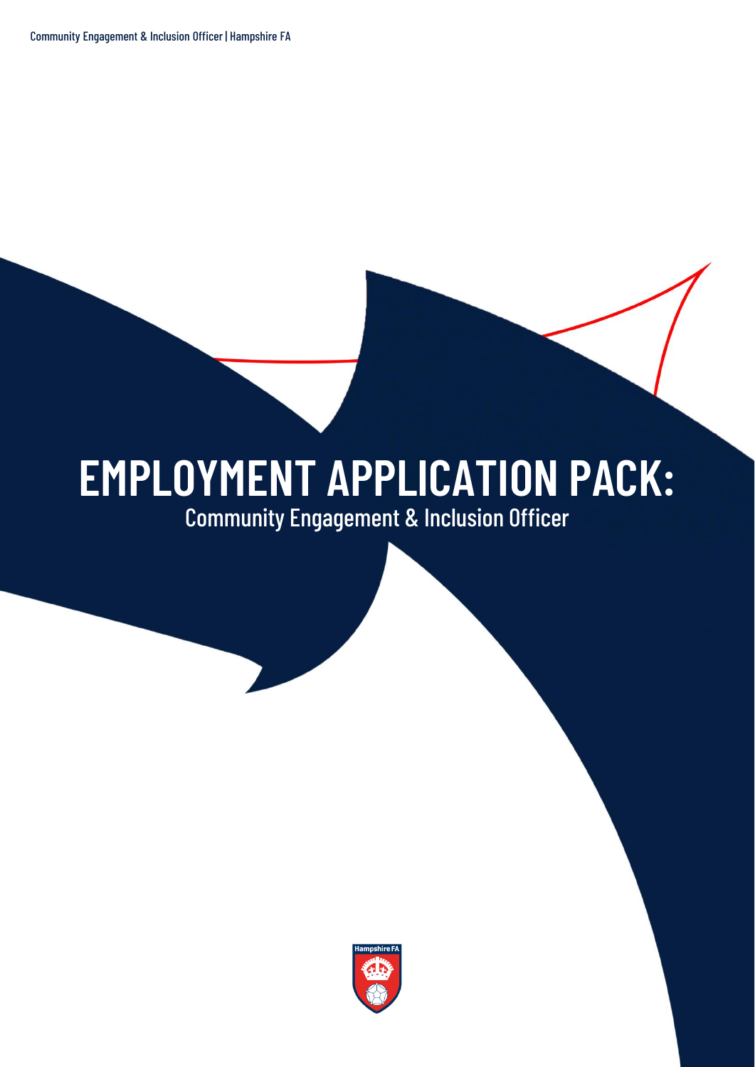# EMPLOYMENT APPLICATION PACK:

## Community Engagement & Inclusion Officer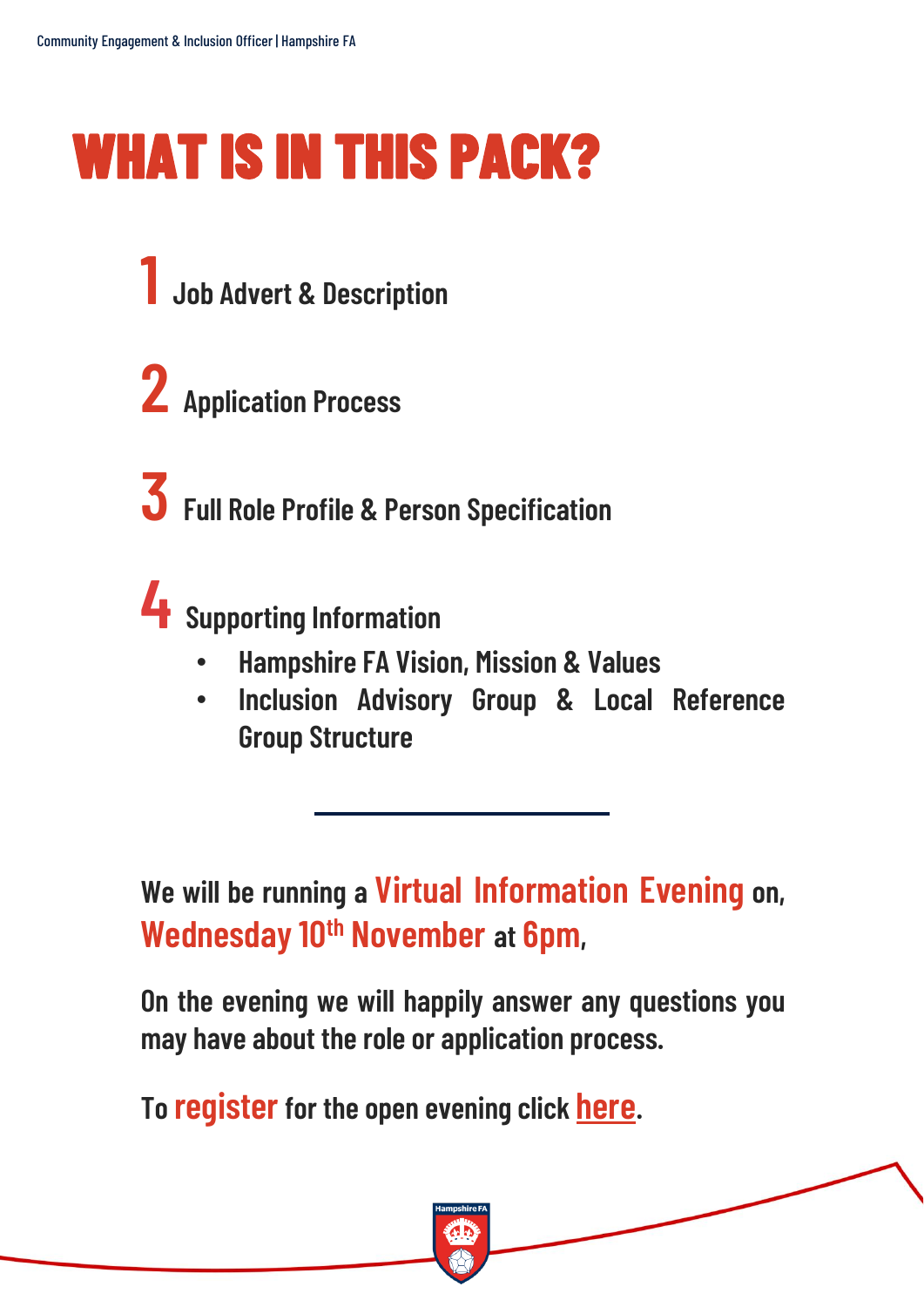# WHAT IS IN THIS PACK?

1. Job Advert & Description

2. Application Process

3. Full Role Profile & Person Specification

4. Supporting Information
   - Hampshire FA Vision, Mission & Values
   - Inclusion Advisory Group & Local Reference Group Structure

---

We will be running a **Virtual Information Evening** on, **Wednesday 10th November** at **6pm**,

On the evening we will happily answer any questions you may have about the role or application process.

To **register** for the open evening click here.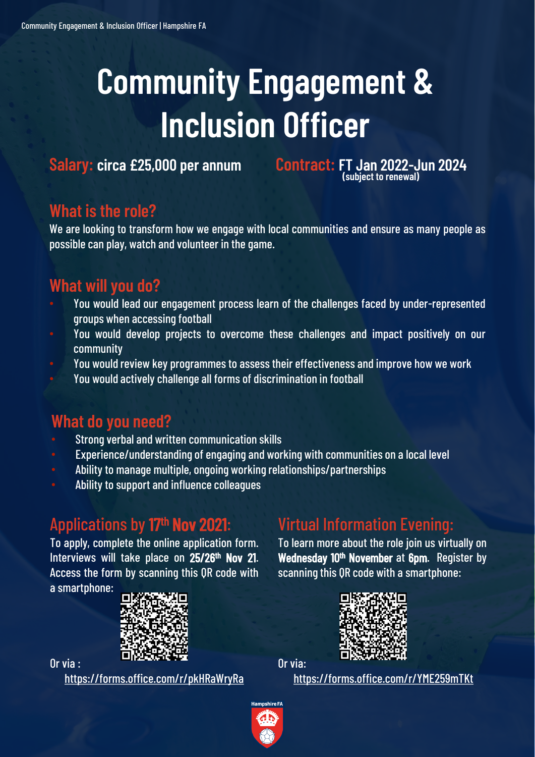# Community Engagement & Inclusion Officer

**Salary:** circa £25,000 per annum

**Contract:** FT Jan 2022-Jun 2024 (subject to renewal)

## What is the role?

We are looking to transform how we engage with local communities and ensure as many people as possible can play, watch and volunteer in the game.

## What will you do?

- You would lead our engagement process learn of the challenges faced by under-represented groups when accessing football
- You would develop projects to overcome these challenges and impact positively on our community
- You would review key programmes to assess their effectiveness and improve how we work
- You would actively challenge all forms of discrimination in football

## What do you need?

- Strong verbal and written communication skills
- Experience/understanding of engaging and working with communities on a local level
- Ability to manage multiple, ongoing working relationships/partnerships
- Ability to support and influence colleagues

## Applications by 17th Nov 2021:

To apply, complete the online application form. Interviews will take place on **25/26th Nov 21**. Access the form by scanning this QR code with a smartphone:

Or via :
https://forms.office.com/r/pkHRaWryRa

## Virtual Information Evening:

To learn more about the role join us virtually on **Wednesday 10th November** at **6pm**. Register by scanning this QR code with a smartphone:

Or via:
https://forms.office.com/r/YME259mTKt

Hampshire FA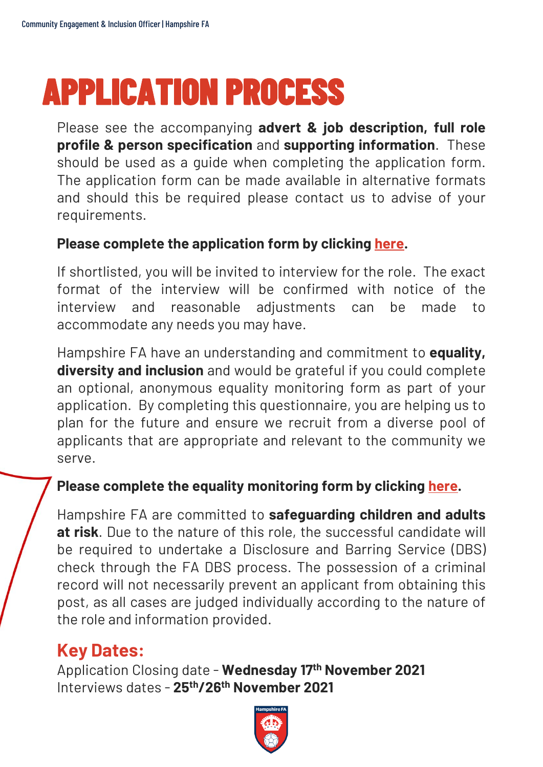# APPLICATION PROCESS

Please see the accompanying **advert & job description, full role profile & person specification** and **supporting information**. These should be used as a guide when completing the application form. The application form can be made available in alternative formats and should this be required please contact us to advise of your requirements.

**Please complete the application form by clicking here.**

If shortlisted, you will be invited to interview for the role. The exact format of the interview will be confirmed with notice of the interview and reasonable adjustments can be made to accommodate any needs you may have.

Hampshire FA have an understanding and commitment to **equality, diversity and inclusion** and would be grateful if you could complete an optional, anonymous equality monitoring form as part of your application. By completing this questionnaire, you are helping us to plan for the future and ensure we recruit from a diverse pool of applicants that are appropriate and relevant to the community we serve.

**Please complete the equality monitoring form by clicking here.**

Hampshire FA are committed to **safeguarding children and adults at risk**. Due to the nature of this role, the successful candidate will be required to undertake a Disclosure and Barring Service (DBS) check through the FA DBS process. The possession of a criminal record will not necessarily prevent an applicant from obtaining this post, as all cases are judged individually according to the nature of the role and information provided.

## Key Dates:

Application Closing date - **Wednesday 17th November 2021**
Interviews dates - **25th/26th November 2021**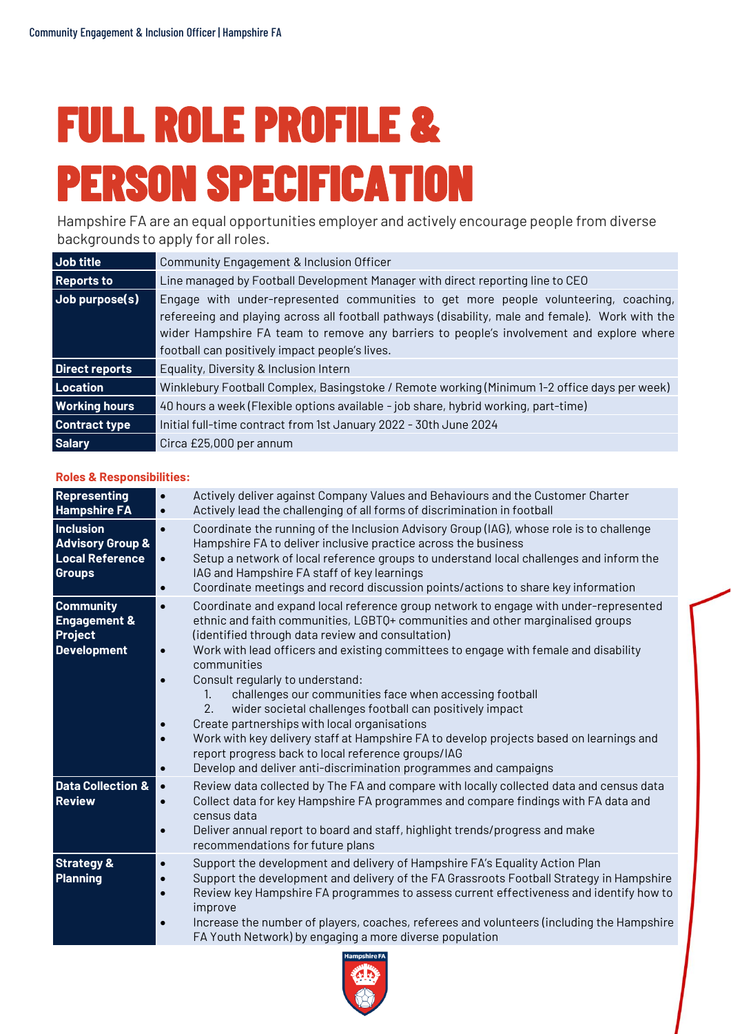# FULL ROLE PROFILE & PERSON SPECIFICATION

Hampshire FA are an equal opportunities employer and actively encourage people from diverse backgrounds to apply for all roles.

| | |
|---|---|
| **Job title** | Community Engagement & Inclusion Officer |
| **Reports to** | Line managed by Football Development Manager with direct reporting line to CEO |
| **Job purpose(s)** | Engage with under-represented communities to get more people volunteering, coaching, refereeing and playing across all football pathways (disability, male and female). Work with the wider Hampshire FA team to remove any barriers to people's involvement and explore where football can positively impact people's lives. |
| **Direct reports** | Equality, Diversity & Inclusion Intern |
| **Location** | Winklebury Football Complex, Basingstoke / Remote working (Minimum 1-2 office days per week) |
| **Working hours** | 40 hours a week (Flexible options available - job share, hybrid working, part-time) |
| **Contract type** | Initial full-time contract from 1st January 2022 - 30th June 2024 |
| **Salary** | Circa £25,000 per annum |

**Roles & Responsibilities:**

| | |
|---|---|
| **Representing Hampshire FA** | • Actively deliver against Company Values and Behaviours and the Customer Charter<br>• Actively lead the challenging of all forms of discrimination in football |
| **Inclusion Advisory Group & Local Reference Groups** | • Coordinate the running of the Inclusion Advisory Group (IAG), whose role is to challenge Hampshire FA to deliver inclusive practice across the business<br>• Setup a network of local reference groups to understand local challenges and inform the IAG and Hampshire FA staff of key learnings<br>• Coordinate meetings and record discussion points/actions to share key information |
| **Community Engagement & Project Development** | • Coordinate and expand local reference group network to engage with under-represented ethnic and faith communities, LGBTQ+ communities and other marginalised groups (identified through data review and consultation)<br>• Work with lead officers and existing committees to engage with female and disability communities<br>• Consult regularly to understand:<br>1. challenges our communities face when accessing football<br>2. wider societal challenges football can positively impact<br>• Create partnerships with local organisations<br>• Work with key delivery staff at Hampshire FA to develop projects based on learnings and report progress back to local reference groups/IAG<br>• Develop and deliver anti-discrimination programmes and campaigns |
| **Data Collection & Review** | • Review data collected by The FA and compare with locally collected data and census data<br>• Collect data for key Hampshire FA programmes and compare findings with FA data and census data<br>• Deliver annual report to board and staff, highlight trends/progress and make recommendations for future plans |
| **Strategy & Planning** | • Support the development and delivery of Hampshire FA's Equality Action Plan<br>• Support the development and delivery of the FA Grassroots Football Strategy in Hampshire<br>• Review key Hampshire FA programmes to assess current effectiveness and identify how to improve<br>• Increase the number of players, coaches, referees and volunteers (including the Hampshire FA Youth Network) by engaging a more diverse population |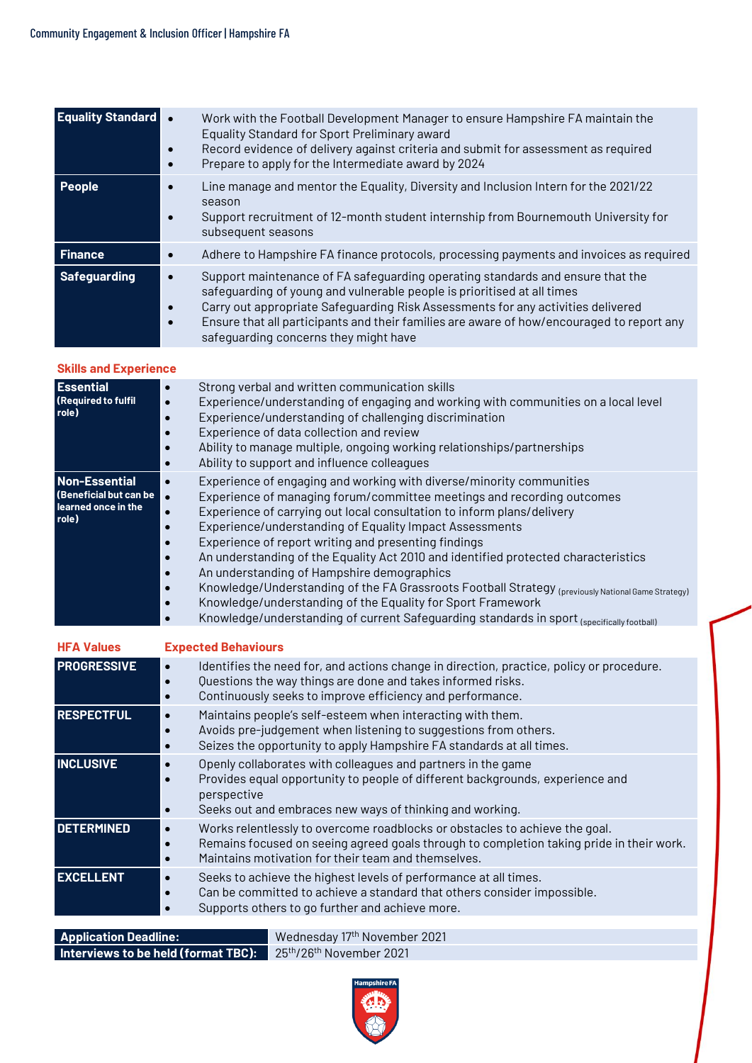| | |
|---|---|
| **Equality Standard** | • Work with the Football Development Manager to ensure Hampshire FA maintain the Equality Standard for Sport Preliminary award<br>• Record evidence of delivery against criteria and submit for assessment as required<br>• Prepare to apply for the Intermediate award by 2024 |
| **People** | • Line manage and mentor the Equality, Diversity and Inclusion Intern for the 2021/22 season<br>• Support recruitment of 12-month student internship from Bournemouth University for subsequent seasons |
| **Finance** | • Adhere to Hampshire FA finance protocols, processing payments and invoices as required |
| **Safeguarding** | • Support maintenance of FA safeguarding operating standards and ensure that the safeguarding of young and vulnerable people is prioritised at all times<br>• Carry out appropriate Safeguarding Risk Assessments for any activities delivered<br>• Ensure that all participants and their families are aware of how/encouraged to report any safeguarding concerns they might have |

## Skills and Experience

| | |
|---|---|
| **Essential** (Required to fulfil role) | • Strong verbal and written communication skills<br>• Experience/understanding of engaging and working with communities on a local level<br>• Experience/understanding of challenging discrimination<br>• Experience of data collection and review<br>• Ability to manage multiple, ongoing working relationships/partnerships<br>• Ability to support and influence colleagues |
| **Non-Essential** (Beneficial but can be learned once in the role) | • Experience of engaging and working with diverse/minority communities<br>• Experience of managing forum/committee meetings and recording outcomes<br>• Experience of carrying out local consultation to inform plans/delivery<br>• Experience/understanding of Equality Impact Assessments<br>• Experience of report writing and presenting findings<br>• An understanding of the Equality Act 2010 and identified protected characteristics<br>• An understanding of Hampshire demographics<br>• Knowledge/Understanding of the FA Grassroots Football Strategy (previously National Game Strategy)<br>• Knowledge/understanding of the Equality for Sport Framework<br>• Knowledge/understanding of current Safeguarding standards in sport (specifically football) |

| HFA Values | Expected Behaviours |
|---|---|
| **PROGRESSIVE** | • Identifies the need for, and actions change in direction, practice, policy or procedure.<br>• Questions the way things are done and takes informed risks.<br>• Continuously seeks to improve efficiency and performance. |
| **RESPECTFUL** | • Maintains people's self-esteem when interacting with them.<br>• Avoids pre-judgement when listening to suggestions from others.<br>• Seizes the opportunity to apply Hampshire FA standards at all times. |
| **INCLUSIVE** | • Openly collaborates with colleagues and partners in the game<br>• Provides equal opportunity to people of different backgrounds, experience and perspective<br>• Seeks out and embraces new ways of thinking and working. |
| **DETERMINED** | • Works relentlessly to overcome roadblocks or obstacles to achieve the goal.<br>• Remains focused on seeing agreed goals through to completion taking pride in their work.<br>• Maintains motivation for their team and themselves. |
| **EXCELLENT** | • Seeks to achieve the highest levels of performance at all times.<br>• Can be committed to achieve a standard that others consider impossible.<br>• Supports others to go further and achieve more. |

| | |
|---|---|
| **Application Deadline:** | Wednesday 17th November 2021 |
| **Interviews to be held (format TBC):** | 25th/26th November 2021 |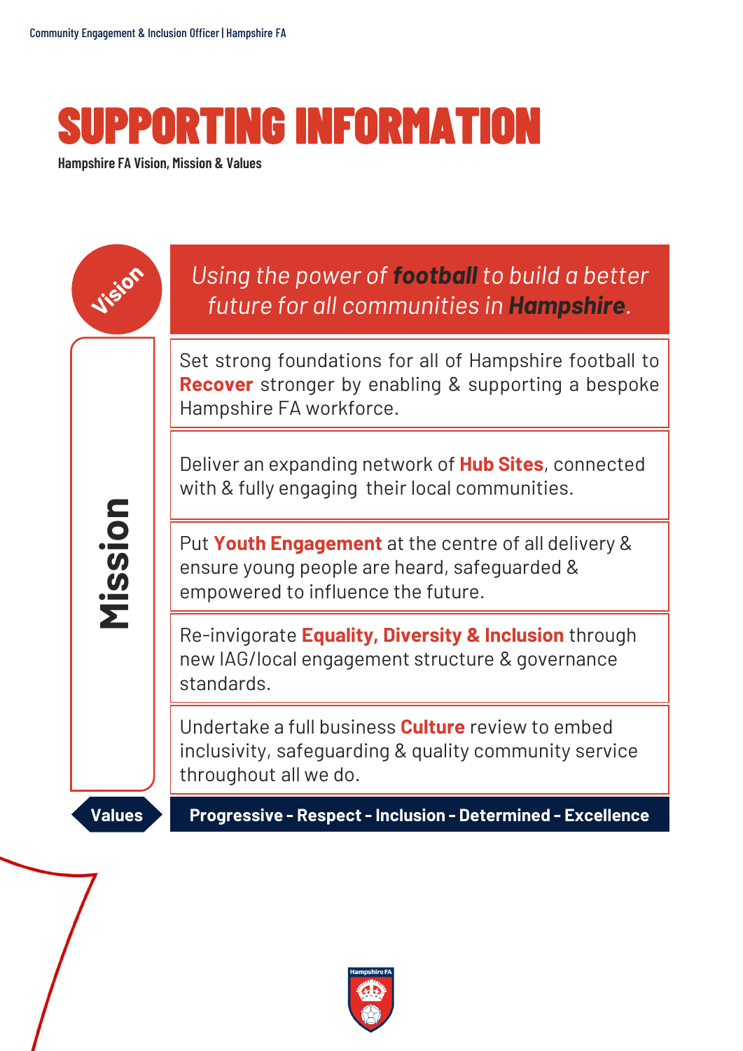# SUPPORTING INFORMATION

**Hampshire FA Vision, Mission & Values**

## Vision

*Using the power of **football** to build a better future for all communities in **Hampshire**.*

## Mission

- Set strong foundations for all of Hampshire football to **Recover** stronger by enabling & supporting a bespoke Hampshire FA workforce.
- Deliver an expanding network of **Hub Sites**, connected with & fully engaging their local communities.
- Put **Youth Engagement** at the centre of all delivery & ensure young people are heard, safeguarded & empowered to influence the future.
- Re-invigorate **Equality, Diversity & Inclusion** through new IAG/local engagement structure & governance standards.
- Undertake a full business **Culture** review to embed inclusivity, safeguarding & quality community service throughout all we do.

## Values

**Progressive - Respect - Inclusion - Determined - Excellence**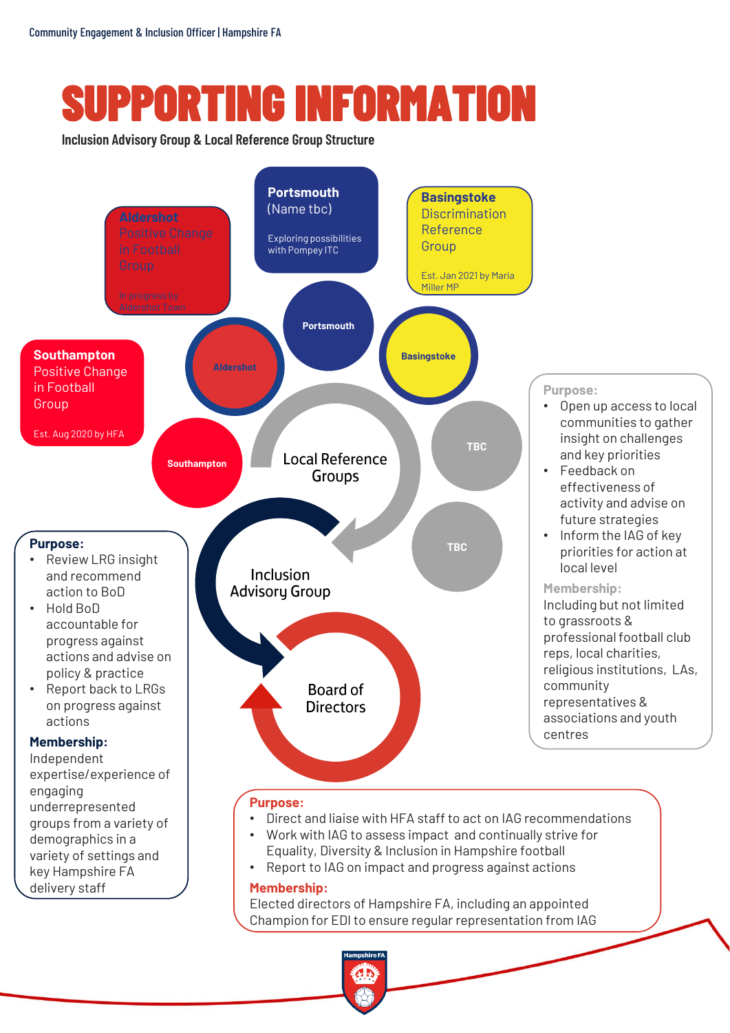# SUPPORTING INFORMATION

**Inclusion Advisory Group & Local Reference Group Structure**

**Aldershot**
Positive Change in Football Group

In progress by Aldershot Town

**Portsmouth**
(Name tbc)

Exploring possibilities with Pompey ITC

**Basingstoke**
Discrimination Reference Group

Est. Jan 2021 by Maria Miller MP

**Southampton**
Positive Change in Football Group

Est. Aug 2020 by HFA

Aldershot

Portsmouth

Basingstoke

Southampton

TBC

TBC

Local Reference Groups

Inclusion Advisory Group

Board of Directors

**Purpose:**

- Open up access to local communities to gather insight on challenges and key priorities
- Feedback on effectiveness of activity and advise on future strategies
- Inform the IAG of key priorities for action at local level

**Membership:**
Including but not limited to grassroots & professional football club reps, local charities, religious institutions, LAs, community representatives & associations and youth centres

**Purpose:**

- Review LRG insight and recommend action to BoD
- Hold BoD accountable for progress against actions and advise on policy & practice
- Report back to LRGs on progress against actions

**Membership:**
Independent expertise/experience of engaging underrepresented groups from a variety of demographics in a variety of settings and key Hampshire FA delivery staff

**Purpose:**

- Direct and liaise with HFA staff to act on IAG recommendations
- Work with IAG to assess impact and continually strive for Equality, Diversity & Inclusion in Hampshire football
- Report to IAG on impact and progress against actions

**Membership:**
Elected directors of Hampshire FA, including an appointed Champion for EDI to ensure regular representation from IAG